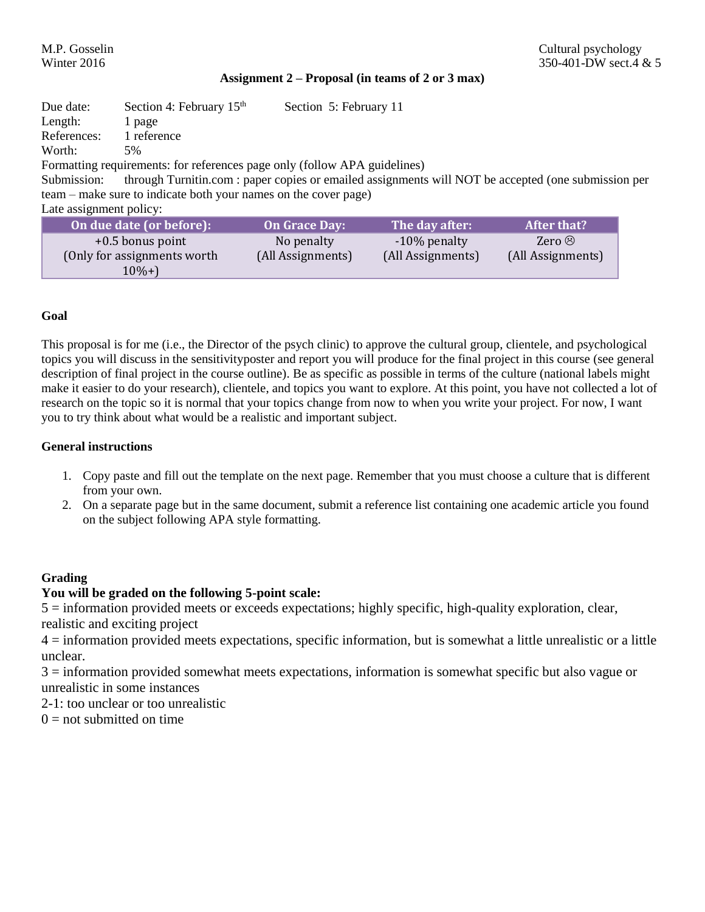M.P. Gosselin
Winter 2016

Cultural psychology
350-401-DW sect.4 & 5

**Assignment 2 – Proposal (in teams of 2 or 3 max)**

Due date: Section 4: February 15th  Section 5: February 11
Length: 1 page
References: 1 reference
Worth: 5%
Formatting requirements: for references page only (follow APA guidelines)
Submission: through Turnitin.com : paper copies or emailed assignments will NOT be accepted (one submission per team – make sure to indicate both your names on the cover page)
Late assignment policy:

| On due date (or before): | On Grace Day: | The day after: | After that? |
|---|---|---|---|
| +0.5 bonus point (Only for assignments worth 10%+) | No penalty (All Assignments) | -10% penalty (All Assignments) | Zero ☹ (All Assignments) |

**Goal**

This proposal is for me (i.e., the Director of the psych clinic) to approve the cultural group, clientele, and psychological topics you will discuss in the sensitivityposter and report you will produce for the final project in this course (see general description of final project in the course outline). Be as specific as possible in terms of the culture (national labels might make it easier to do your research), clientele, and topics you want to explore. At this point, you have not collected a lot of research on the topic so it is normal that your topics change from now to when you write your project. For now, I want you to try think about what would be a realistic and important subject.

**General instructions**

1. Copy paste and fill out the template on the next page. Remember that you must choose a culture that is different from your own.
2. On a separate page but in the same document, submit a reference list containing one academic article you found on the subject following APA style formatting.

**Grading**

**You will be graded on the following 5-point scale:**

5 = information provided meets or exceeds expectations; highly specific, high-quality exploration, clear, realistic and exciting project
4 = information provided meets expectations, specific information, but is somewhat a little unrealistic or a little unclear.
3 = information provided somewhat meets expectations, information is somewhat specific but also vague or unrealistic in some instances
2-1: too unclear or too unrealistic
0 = not submitted on time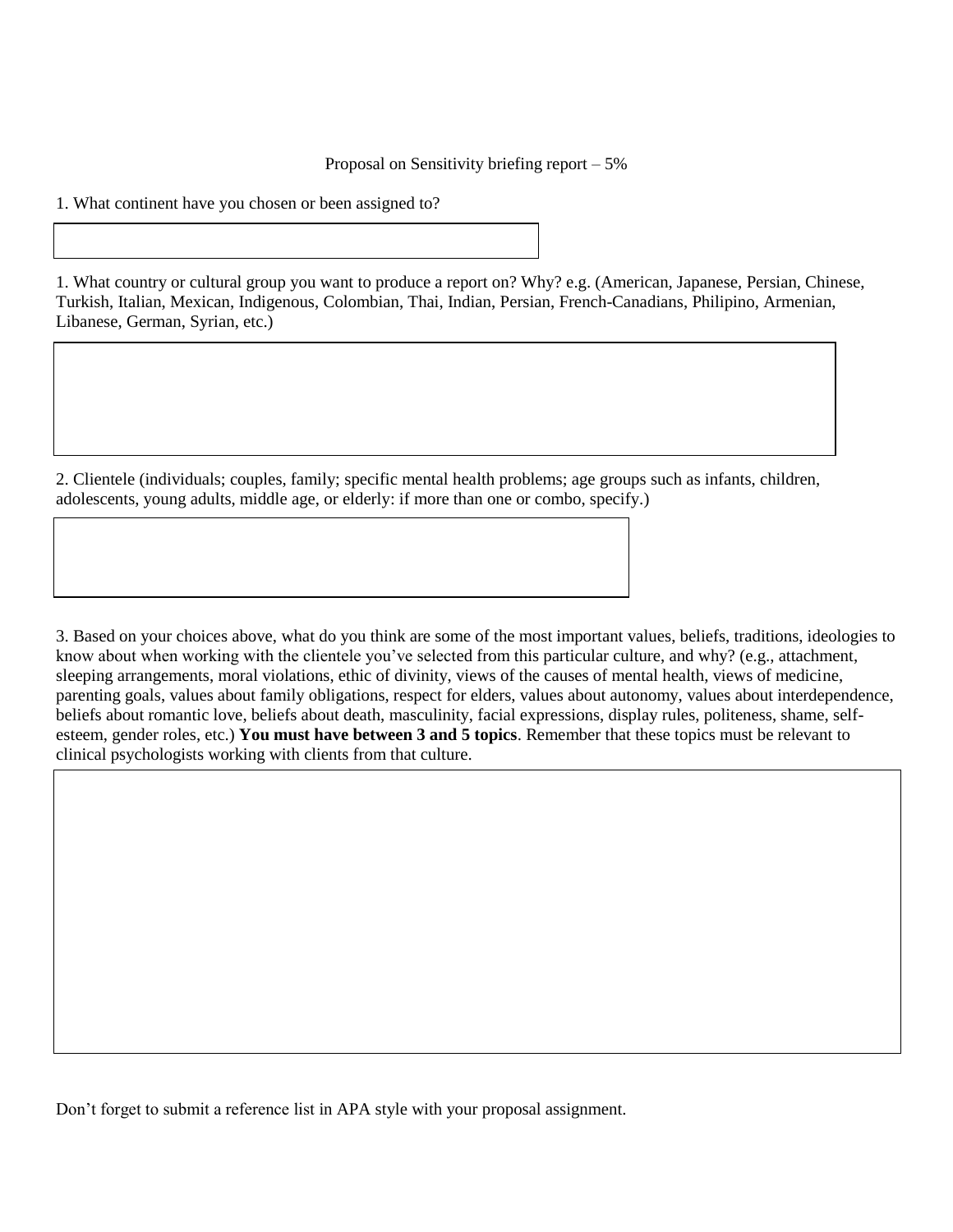Proposal on Sensitivity briefing report – 5%

1. What continent have you chosen or been assigned to?

1. What country or cultural group you want to produce a report on? Why? e.g. (American, Japanese, Persian, Chinese, Turkish, Italian, Mexican, Indigenous, Colombian, Thai, Indian, Persian, French-Canadians, Philipino, Armenian, Libanese, German, Syrian, etc.)

2. Clientele (individuals; couples, family; specific mental health problems; age groups such as infants, children, adolescents, young adults, middle age, or elderly: if more than one or combo, specify.)

3. Based on your choices above, what do you think are some of the most important values, beliefs, traditions, ideologies to know about when working with the clientele you've selected from this particular culture, and why? (e.g., attachment, sleeping arrangements, moral violations, ethic of divinity, views of the causes of mental health, views of medicine, parenting goals, values about family obligations, respect for elders, values about autonomy, values about interdependence, beliefs about romantic love, beliefs about death, masculinity, facial expressions, display rules, politeness, shame, self-esteem, gender roles, etc.) **You must have between 3 and 5 topics**. Remember that these topics must be relevant to clinical psychologists working with clients from that culture.

Don't forget to submit a reference list in APA style with your proposal assignment.